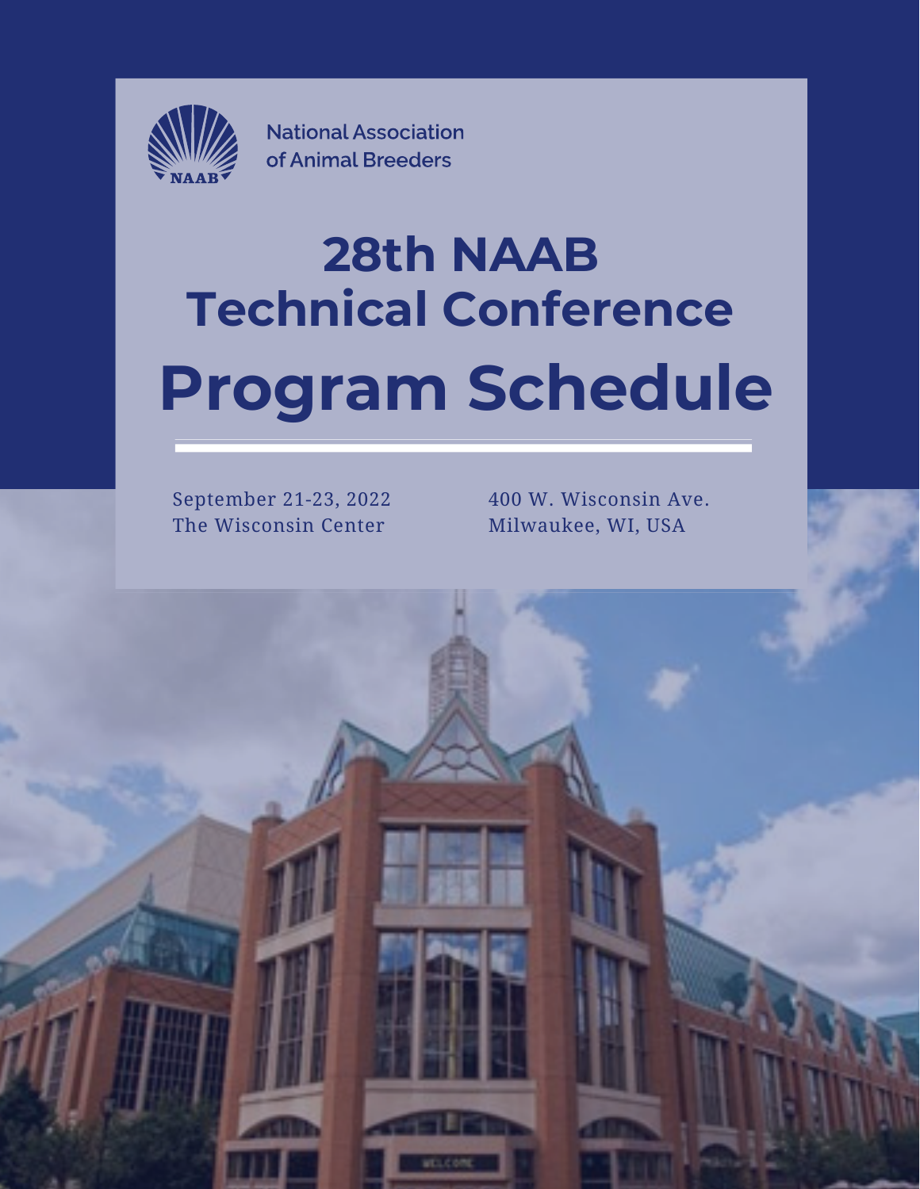National Association of Animal Breeders

# 28th NAAB Technical Conference

# Program Schedule

September 21-23, 2022
The Wisconsin Center

400 W. Wisconsin Ave.
Milwaukee, WI, USA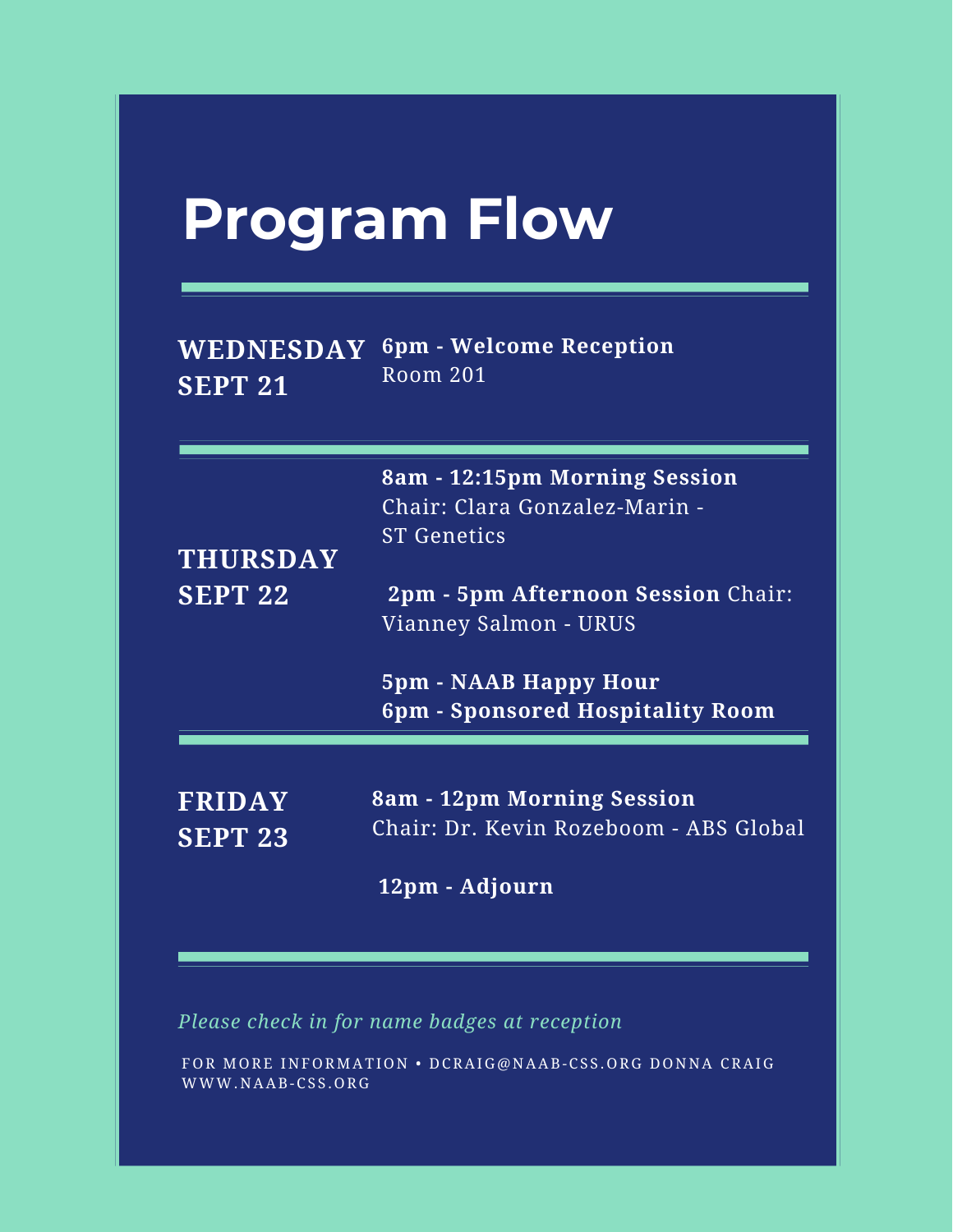# Program Flow

---

**WEDNESDAY SEPT 21**

**6pm - Welcome Reception**
Room 201

---

**THURSDAY SEPT 22**

**8am - 12:15pm Morning Session**
Chair: Clara Gonzalez-Marin - ST Genetics

**2pm - 5pm Afternoon Session** Chair: Vianney Salmon - URUS

**5pm - NAAB Happy Hour**
**6pm - Sponsored Hospitality Room**

---

**FRIDAY SEPT 23**

**8am - 12pm Morning Session**
Chair: Dr. Kevin Rozeboom - ABS Global

**12pm - Adjourn**

---

*Please check in for name badges at reception*

FOR MORE INFORMATION • DCRAIG@NAAB-CSS.ORG DONNA CRAIG
WWW.NAAB-CSS.ORG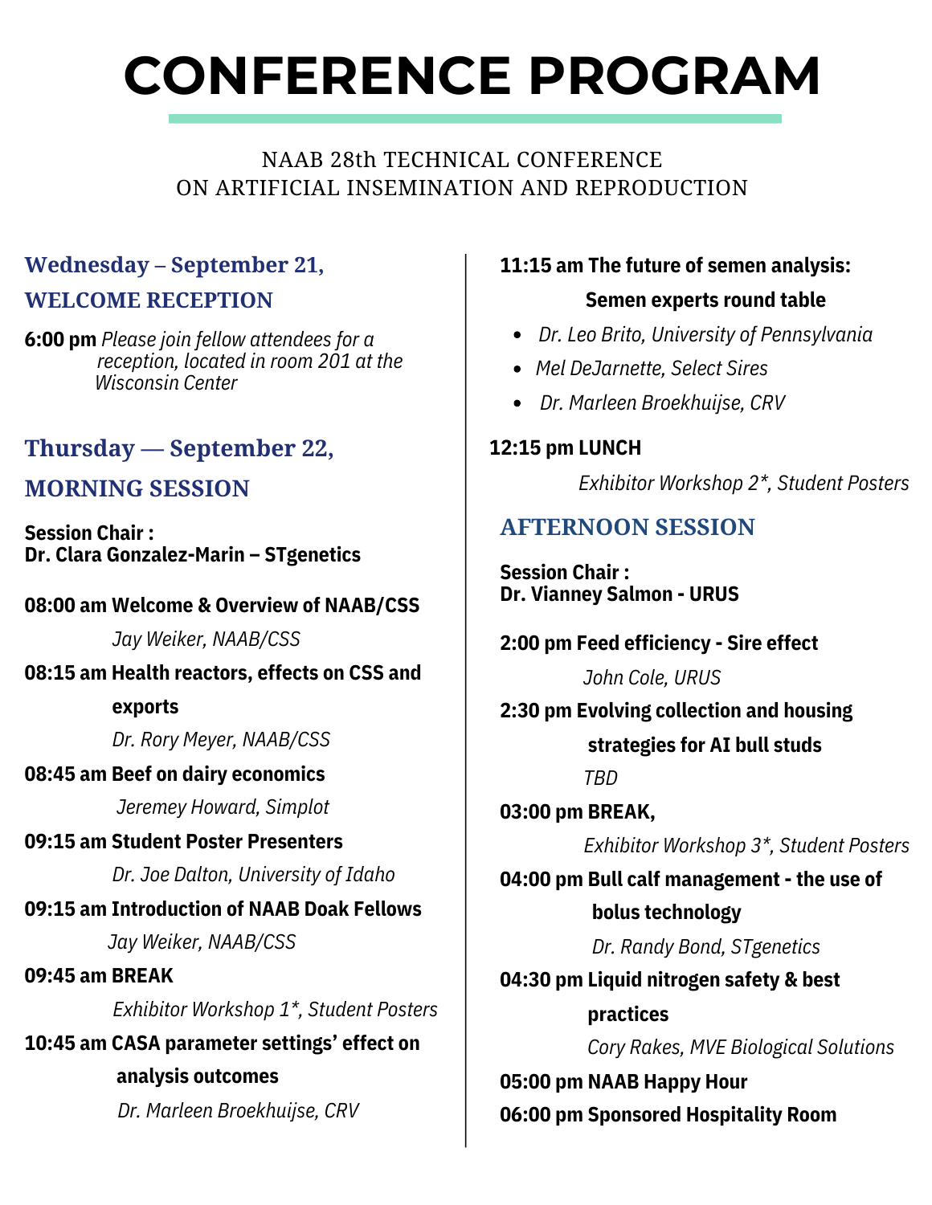# CONFERENCE PROGRAM

NAAB 28th TECHNICAL CONFERENCE
ON ARTIFICIAL INSEMINATION AND REPRODUCTION

## Wednesday – September 21, WELCOME RECEPTION

**6:00 pm** *Please join fellow attendees for a reception, located in room 201 at the Wisconsin Center*

## Thursday — September 22, MORNING SESSION

**Session Chair :**
**Dr. Clara Gonzalez-Marin – STgenetics**

**08:00 am Welcome & Overview of NAAB/CSS**
*Jay Weiker, NAAB/CSS*

**08:15 am Health reactors, effects on CSS and exports**
*Dr. Rory Meyer, NAAB/CSS*

**08:45 am Beef on dairy economics**
*Jeremey Howard, Simplot*

**09:15 am Student Poster Presenters**
*Dr. Joe Dalton, University of Idaho*

**09:15 am Introduction of NAAB Doak Fellows**
*Jay Weiker, NAAB/CSS*

**09:45 am BREAK**
*Exhibitor Workshop 1*, Student Posters*

**10:45 am CASA parameter settings' effect on analysis outcomes**
*Dr. Marleen Broekhuijse, CRV*

**11:15 am The future of semen analysis: Semen experts round table**

- *Dr. Leo Brito, University of Pennsylvania*
- *Mel DeJarnette, Select Sires*
- *Dr. Marleen Broekhuijse, CRV*

**12:15 pm LUNCH**
*Exhibitor Workshop 2*, Student Posters*

## AFTERNOON SESSION

**Session Chair :**
**Dr. Vianney Salmon - URUS**

**2:00 pm Feed efficiency - Sire effect**
*John Cole, URUS*

**2:30 pm Evolving collection and housing strategies for AI bull studs**
*TBD*

**03:00 pm BREAK,**
*Exhibitor Workshop 3*, Student Posters*

**04:00 pm Bull calf management - the use of bolus technology**
*Dr. Randy Bond, STgenetics*

**04:30 pm Liquid nitrogen safety & best practices**
*Cory Rakes, MVE Biological Solutions*

**05:00 pm NAAB Happy Hour**

**06:00 pm Sponsored Hospitality Room**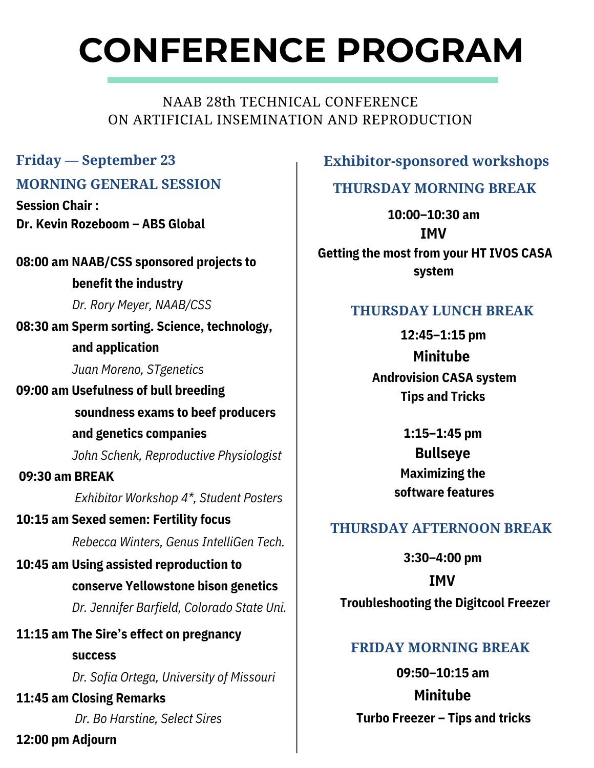# CONFERENCE PROGRAM

NAAB 28th TECHNICAL CONFERENCE
ON ARTIFICIAL INSEMINATION AND REPRODUCTION

## Friday — September 23

### MORNING GENERAL SESSION

**Session Chair :**
**Dr. Kevin Rozeboom – ABS Global**

**08:00 am NAAB/CSS sponsored projects to benefit the industry**
*Dr. Rory Meyer, NAAB/CSS*

**08:30 am Sperm sorting. Science, technology, and application**
*Juan Moreno, STgenetics*

**09:00 am Usefulness of bull breeding soundness exams to beef producers and genetics companies**
*John Schenk, Reproductive Physiologist*

**09:30 am BREAK**
*Exhibitor Workshop 4*, Student Posters*

**10:15 am Sexed semen: Fertility focus**
*Rebecca Winters, Genus IntelliGen Tech.*

**10:45 am Using assisted reproduction to conserve Yellowstone bison genetics**
*Dr. Jennifer Barfield, Colorado State Uni.*

**11:15 am The Sire's effect on pregnancy success**
*Dr. Sofia Ortega, University of Missouri*

**11:45 am Closing Remarks**
*Dr. Bo Harstine, Select Sires*

**12:00 pm Adjourn**

## Exhibitor-sponsored workshops

### THURSDAY MORNING BREAK

**10:00–10:30 am**
**IMV**
**Getting the most from your HT IVOS CASA system**

### THURSDAY LUNCH BREAK

**12:45–1:15 pm**
**Minitube**
**Androvision CASA system Tips and Tricks**

**1:15–1:45 pm**
**Bullseye**
**Maximizing the software features**

### THURSDAY AFTERNOON BREAK

**3:30–4:00 pm**
**IMV**
**Troubleshooting the Digitcool Freezer**

### FRIDAY MORNING BREAK

**09:50–10:15 am**
**Minitube**
**Turbo Freezer – Tips and tricks**